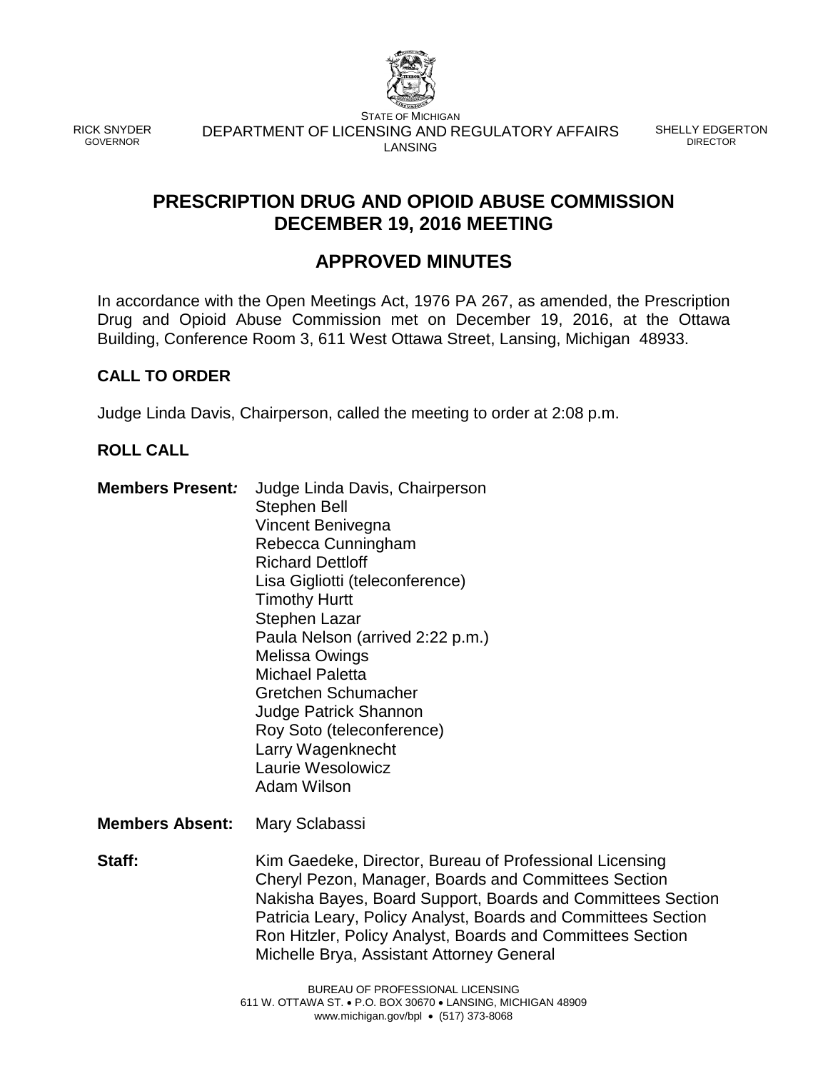STATE OF MICHIGAN
DEPARTMENT OF LICENSING AND REGULATORY AFFAIRS
LANSING

RICK SNYDER
GOVERNOR

SHELLY EDGERTON
DIRECTOR

# PRESCRIPTION DRUG AND OPIOID ABUSE COMMISSION DECEMBER 19, 2016 MEETING

# APPROVED MINUTES

In accordance with the Open Meetings Act, 1976 PA 267, as amended, the Prescription Drug and Opioid Abuse Commission met on December 19, 2016, at the Ottawa Building, Conference Room 3, 611 West Ottawa Street, Lansing, Michigan 48933.

## CALL TO ORDER

Judge Linda Davis, Chairperson, called the meeting to order at 2:08 p.m.

## ROLL CALL

**Members Present:**
Judge Linda Davis, Chairperson
Stephen Bell
Vincent Benivegna
Rebecca Cunningham
Richard Dettloff
Lisa Gigliotti (teleconference)
Timothy Hurtt
Stephen Lazar
Paula Nelson (arrived 2:22 p.m.)
Melissa Owings
Michael Paletta
Gretchen Schumacher
Judge Patrick Shannon
Roy Soto (teleconference)
Larry Wagenknecht
Laurie Wesolowicz
Adam Wilson

**Members Absent:** Mary Sclabassi

**Staff:**
Kim Gaedeke, Director, Bureau of Professional Licensing
Cheryl Pezon, Manager, Boards and Committees Section
Nakisha Bayes, Board Support, Boards and Committees Section
Patricia Leary, Policy Analyst, Boards and Committees Section
Ron Hitzler, Policy Analyst, Boards and Committees Section
Michelle Brya, Assistant Attorney General

BUREAU OF PROFESSIONAL LICENSING
611 W. OTTAWA ST. • P.O. BOX 30670 • LANSING, MICHIGAN 48909
www.michigan.gov/bpl • (517) 373-8068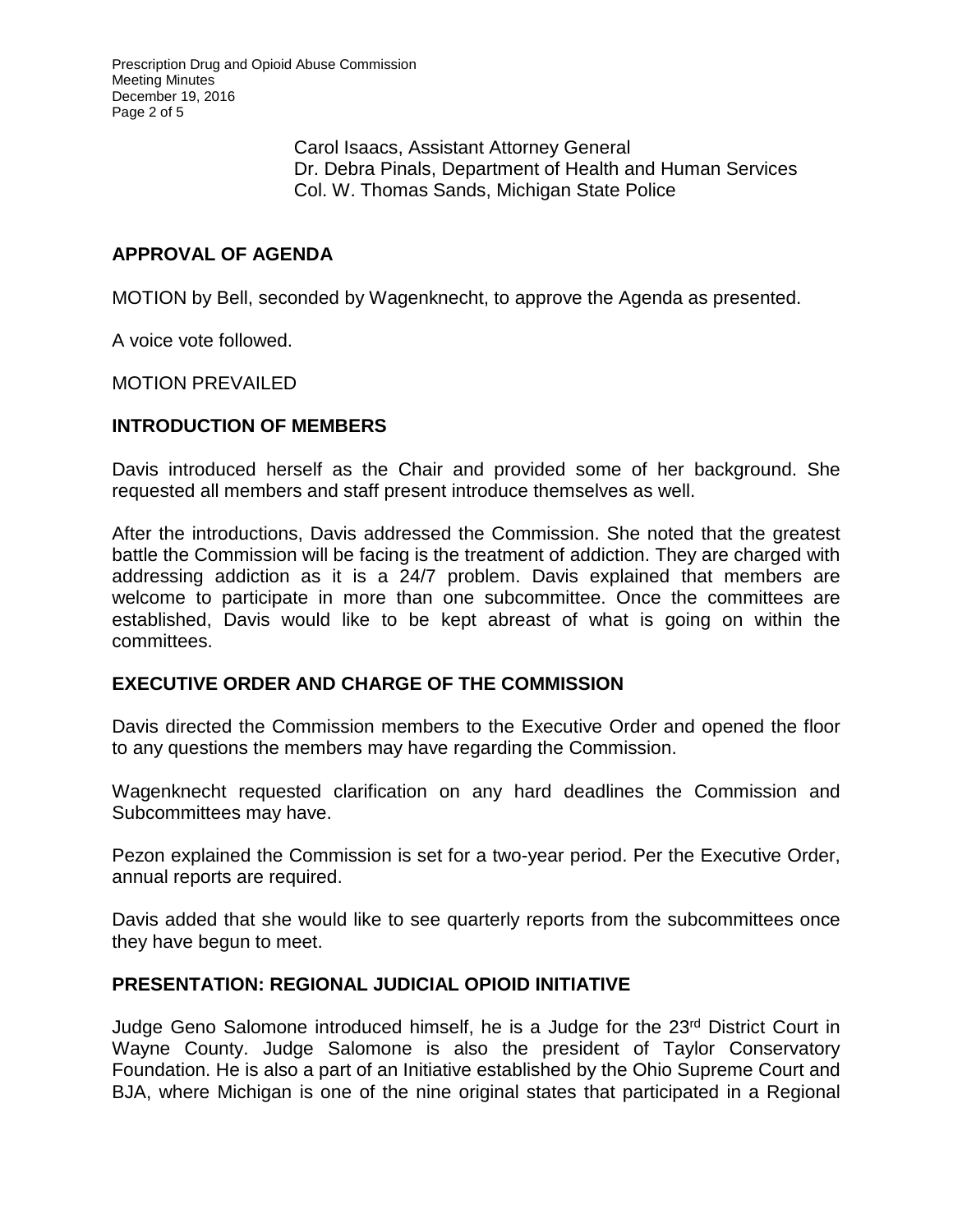Carol Isaacs, Assistant Attorney General
Dr. Debra Pinals, Department of Health and Human Services
Col. W. Thomas Sands, Michigan State Police

## APPROVAL OF AGENDA

MOTION by Bell, seconded by Wagenknecht, to approve the Agenda as presented.

A voice vote followed.

MOTION PREVAILED

## INTRODUCTION OF MEMBERS

Davis introduced herself as the Chair and provided some of her background. She requested all members and staff present introduce themselves as well.

After the introductions, Davis addressed the Commission. She noted that the greatest battle the Commission will be facing is the treatment of addiction. They are charged with addressing addiction as it is a 24/7 problem. Davis explained that members are welcome to participate in more than one subcommittee. Once the committees are established, Davis would like to be kept abreast of what is going on within the committees.

## EXECUTIVE ORDER AND CHARGE OF THE COMMISSION

Davis directed the Commission members to the Executive Order and opened the floor to any questions the members may have regarding the Commission.

Wagenknecht requested clarification on any hard deadlines the Commission and Subcommittees may have.

Pezon explained the Commission is set for a two-year period. Per the Executive Order, annual reports are required.

Davis added that she would like to see quarterly reports from the subcommittees once they have begun to meet.

## PRESENTATION: REGIONAL JUDICIAL OPIOID INITIATIVE

Judge Geno Salomone introduced himself, he is a Judge for the 23rd District Court in Wayne County. Judge Salomone is also the president of Taylor Conservatory Foundation. He is also a part of an Initiative established by the Ohio Supreme Court and BJA, where Michigan is one of the nine original states that participated in a Regional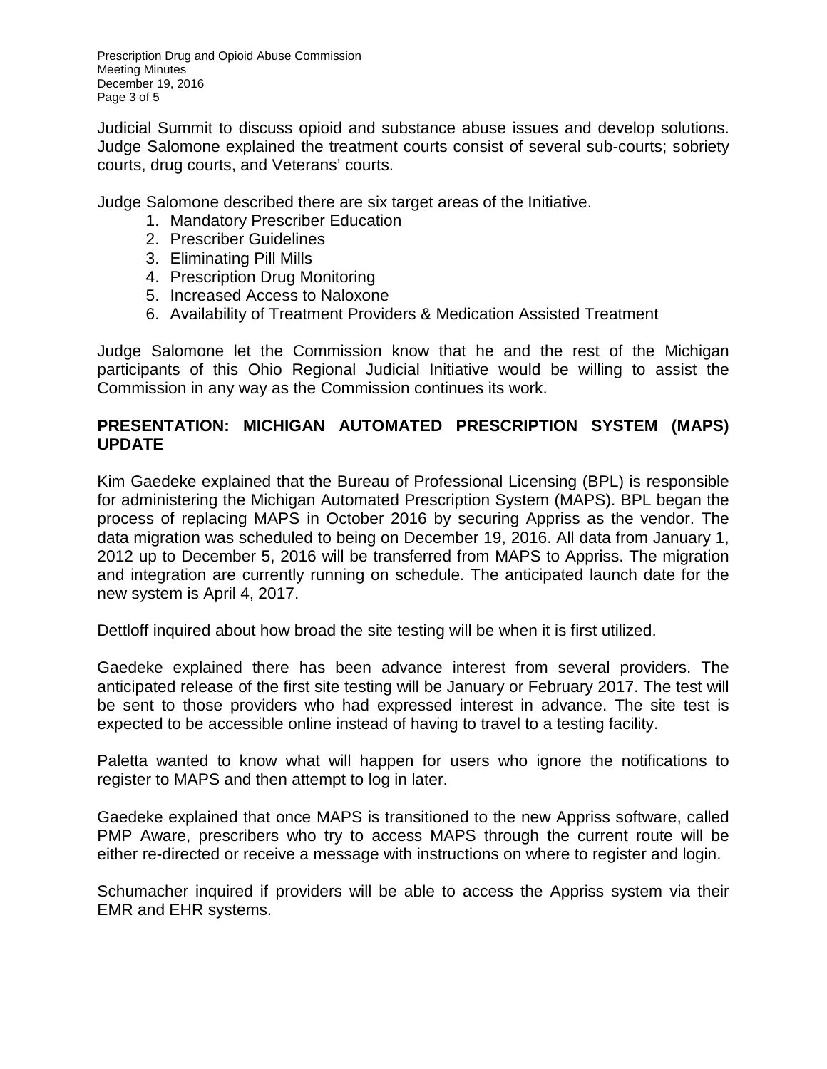Judicial Summit to discuss opioid and substance abuse issues and develop solutions. Judge Salomone explained the treatment courts consist of several sub-courts; sobriety courts, drug courts, and Veterans' courts.

Judge Salomone described there are six target areas of the Initiative.

1. Mandatory Prescriber Education
2. Prescriber Guidelines
3. Eliminating Pill Mills
4. Prescription Drug Monitoring
5. Increased Access to Naloxone
6. Availability of Treatment Providers & Medication Assisted Treatment

Judge Salomone let the Commission know that he and the rest of the Michigan participants of this Ohio Regional Judicial Initiative would be willing to assist the Commission in any way as the Commission continues its work.

## PRESENTATION: MICHIGAN AUTOMATED PRESCRIPTION SYSTEM (MAPS) UPDATE

Kim Gaedeke explained that the Bureau of Professional Licensing (BPL) is responsible for administering the Michigan Automated Prescription System (MAPS). BPL began the process of replacing MAPS in October 2016 by securing Appriss as the vendor. The data migration was scheduled to being on December 19, 2016. All data from January 1, 2012 up to December 5, 2016 will be transferred from MAPS to Appriss. The migration and integration are currently running on schedule. The anticipated launch date for the new system is April 4, 2017.

Dettloff inquired about how broad the site testing will be when it is first utilized.

Gaedeke explained there has been advance interest from several providers. The anticipated release of the first site testing will be January or February 2017. The test will be sent to those providers who had expressed interest in advance. The site test is expected to be accessible online instead of having to travel to a testing facility.

Paletta wanted to know what will happen for users who ignore the notifications to register to MAPS and then attempt to log in later.

Gaedeke explained that once MAPS is transitioned to the new Appriss software, called PMP Aware, prescribers who try to access MAPS through the current route will be either re-directed or receive a message with instructions on where to register and login.

Schumacher inquired if providers will be able to access the Appriss system via their EMR and EHR systems.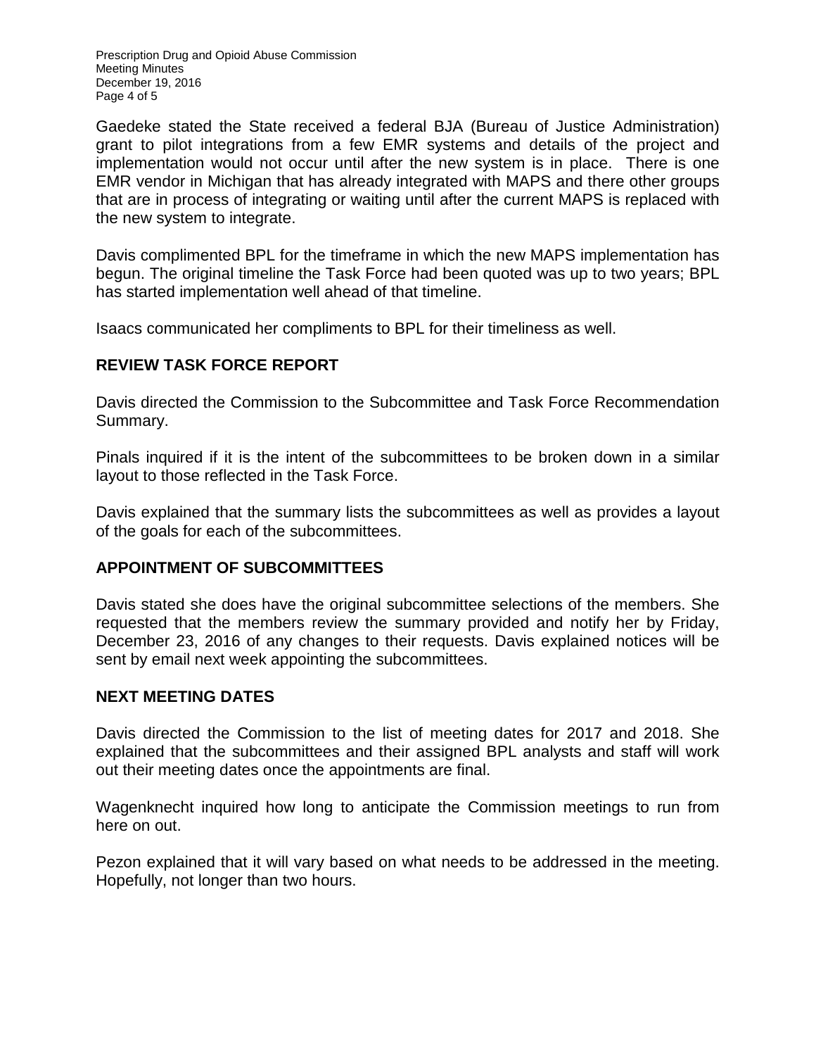Gaedeke stated the State received a federal BJA (Bureau of Justice Administration) grant to pilot integrations from a few EMR systems and details of the project and implementation would not occur until after the new system is in place. There is one EMR vendor in Michigan that has already integrated with MAPS and there other groups that are in process of integrating or waiting until after the current MAPS is replaced with the new system to integrate.

Davis complimented BPL for the timeframe in which the new MAPS implementation has begun. The original timeline the Task Force had been quoted was up to two years; BPL has started implementation well ahead of that timeline.

Isaacs communicated her compliments to BPL for their timeliness as well.

## REVIEW TASK FORCE REPORT

Davis directed the Commission to the Subcommittee and Task Force Recommendation Summary.

Pinals inquired if it is the intent of the subcommittees to be broken down in a similar layout to those reflected in the Task Force.

Davis explained that the summary lists the subcommittees as well as provides a layout of the goals for each of the subcommittees.

## APPOINTMENT OF SUBCOMMITTEES

Davis stated she does have the original subcommittee selections of the members. She requested that the members review the summary provided and notify her by Friday, December 23, 2016 of any changes to their requests. Davis explained notices will be sent by email next week appointing the subcommittees.

## NEXT MEETING DATES

Davis directed the Commission to the list of meeting dates for 2017 and 2018. She explained that the subcommittees and their assigned BPL analysts and staff will work out their meeting dates once the appointments are final.

Wagenknecht inquired how long to anticipate the Commission meetings to run from here on out.

Pezon explained that it will vary based on what needs to be addressed in the meeting. Hopefully, not longer than two hours.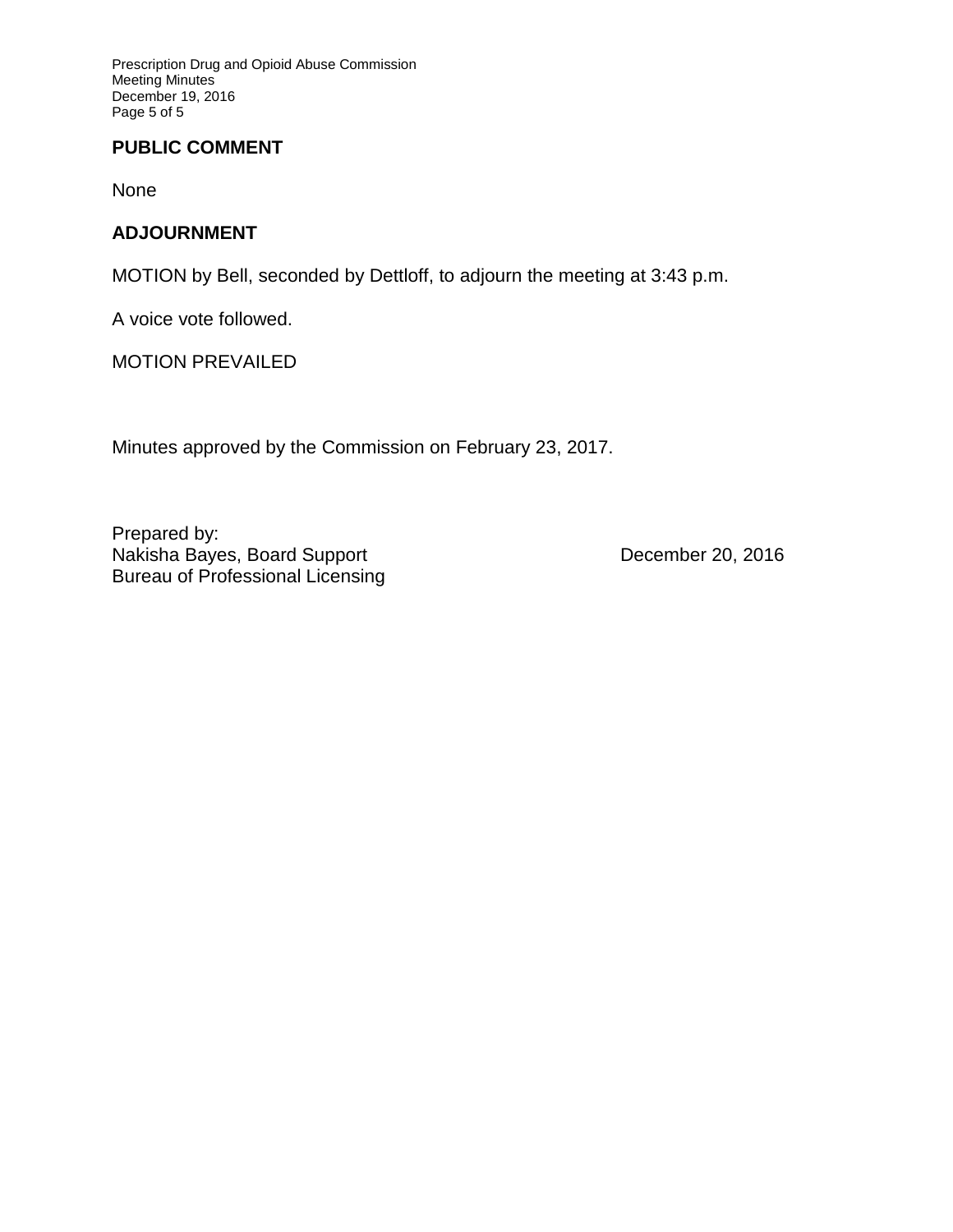## PUBLIC COMMENT

None

## ADJOURNMENT

MOTION by Bell, seconded by Dettloff, to adjourn the meeting at 3:43 p.m.

A voice vote followed.

MOTION PREVAILED

Minutes approved by the Commission on February 23, 2017.

Prepared by:
Nakisha Bayes, Board Support December 20, 2016
Bureau of Professional Licensing